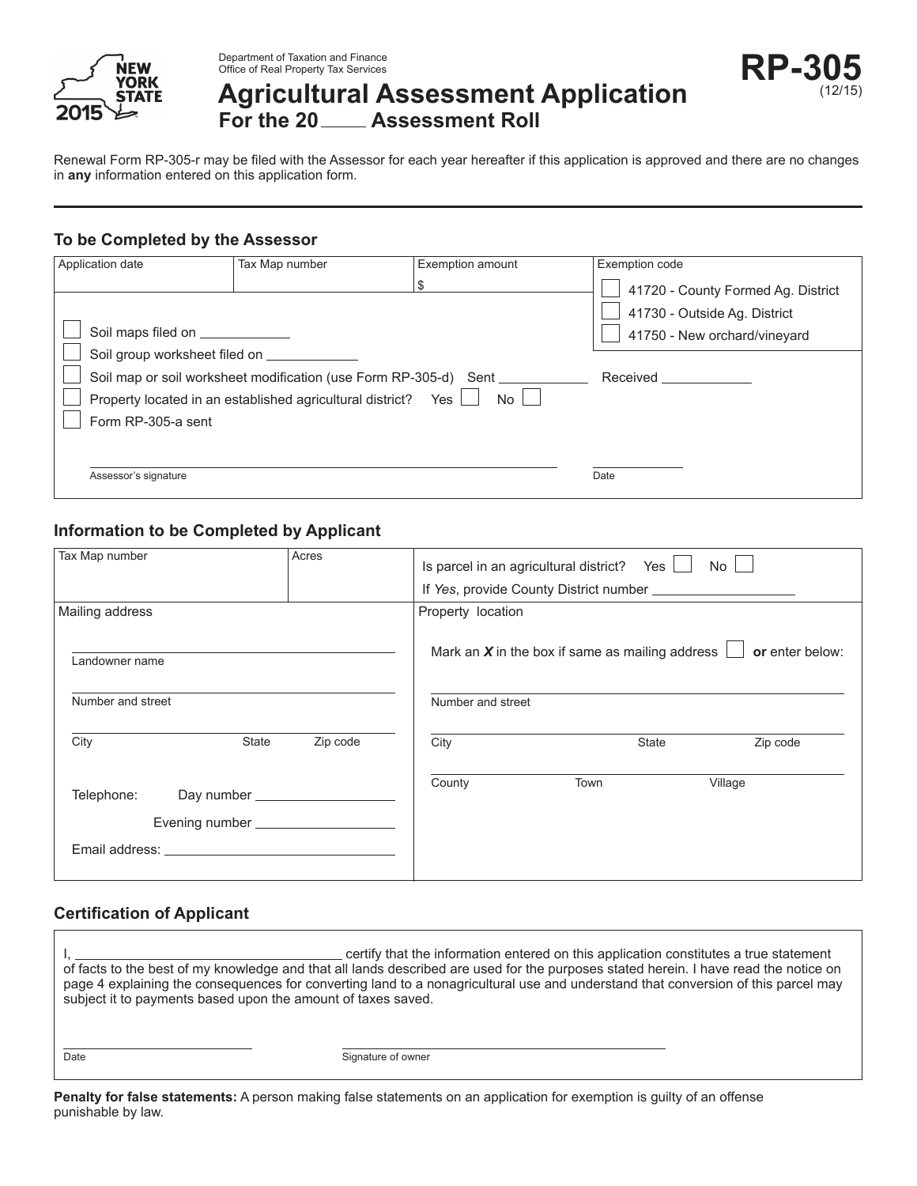Department of Taxation and Finance
Office of Real Property Tax Services

# Agricultural Assessment Application

## For the 20____ Assessment Roll

**RP-305** (12/15)

Renewal Form RP-305-r may be filed with the Assessor for each year hereafter if this application is approved and there are no changes in **any** information entered on this application form.

### To be Completed by the Assessor

| Application date | Tax Map number | Exemption amount | Exemption code |
|---|---|---|---|
| | | $ | ☐ 41720 - County Formed Ag. District<br>☐ 41730 - Outside Ag. District<br>☐ 41750 - New orchard/vineyard |

☐ Soil maps filed on ____________

☐ Soil group worksheet filed on ____________

☐ Soil map or soil worksheet modification (use Form RP-305-d) Sent ____________ Received ____________

☐ Property located in an established agricultural district? Yes ☐ No ☐

☐ Form RP-305-a sent

Assessor's signature ________________________ Date ____________

### Information to be Completed by Applicant

| Tax Map number | Acres | Is parcel in an agricultural district? Yes ☐ No ☐<br>If *Yes*, provide County District number ____________ |
|---|---|---|
| | | |

**Mailing address**

Landowner name ________________________

Number and street ________________________

City ____________ State ______ Zip code ______

Telephone: Day number ____________

Evening number ____________

Email address: ________________________

**Property location**

Mark an ***X*** in the box if same as mailing address ☐ **or** enter below:

Number and street ________________________

City ____________ State ______ Zip code ______

County ____________ Town ____________ Village ____________

### Certification of Applicant

I, ________________________ certify that the information entered on this application constitutes a true statement of facts to the best of my knowledge and that all lands described are used for the purposes stated herein. I have read the notice on page 4 explaining the consequences for converting land to a nonagricultural use and understand that conversion of this parcel may subject it to payments based upon the amount of taxes saved.

Date ____________ Signature of owner ________________________

**Penalty for false statements:** A person making false statements on an application for exemption is guilty of an offense punishable by law.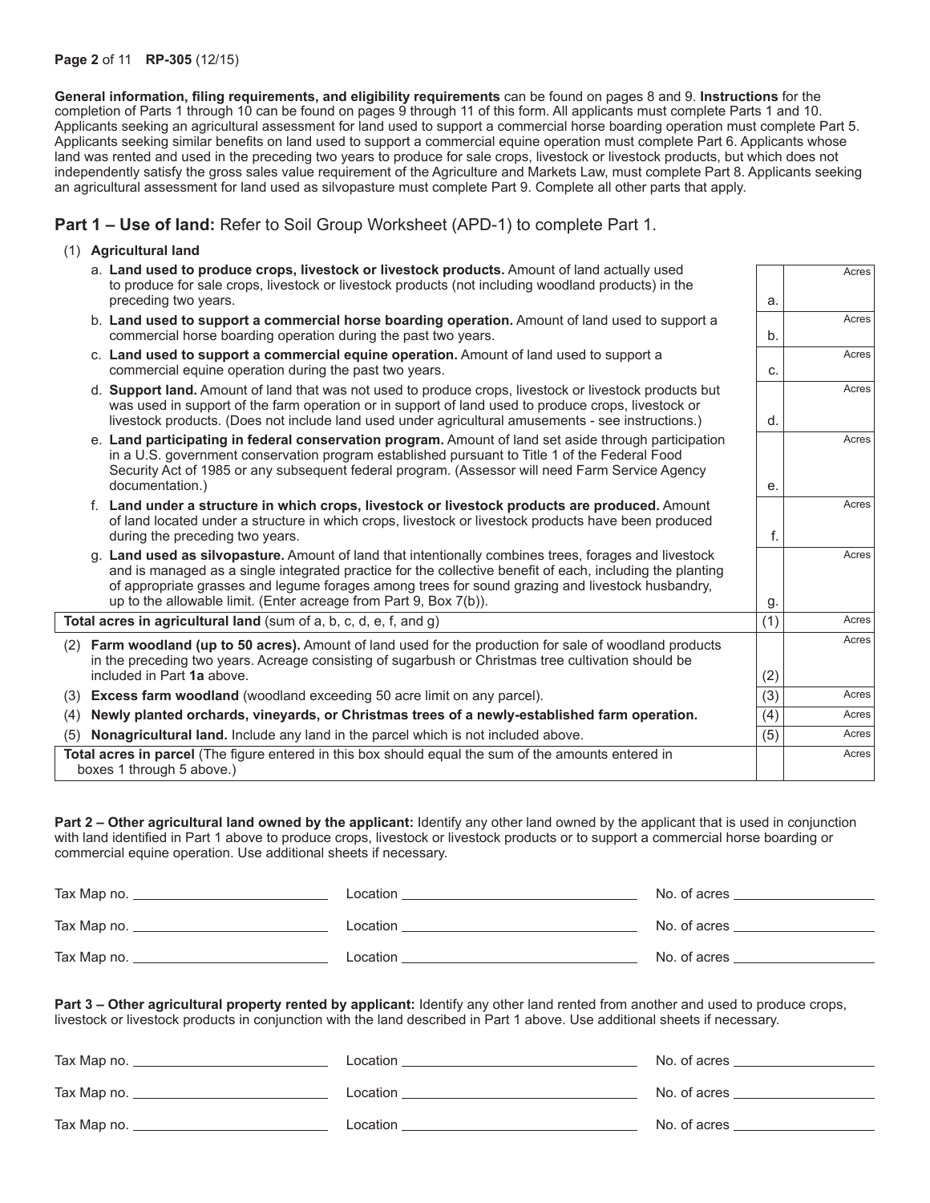**General information, filing requirements, and eligibility requirements** can be found on pages 8 and 9. **Instructions** for the completion of Parts 1 through 10 can be found on pages 9 through 11 of this form. All applicants must complete Parts 1 and 10. Applicants seeking an agricultural assessment for land used to support a commercial horse boarding operation must complete Part 5. Applicants seeking similar benefits on land used to support a commercial equine operation must complete Part 6. Applicants whose land was rented and used in the preceding two years to produce for sale crops, livestock or livestock products, but which does not independently satisfy the gross sales value requirement of the Agriculture and Markets Law, must complete Part 8. Applicants seeking an agricultural assessment for land used as silvopasture must complete Part 9. Complete all other parts that apply.

## Part 1 – Use of land: Refer to Soil Group Worksheet (APD-1) to complete Part 1.

| Description | | Acres |
|---|---|---|
| (1) **Agricultural land** | | |
| a. **Land used to produce crops, livestock or livestock products.** Amount of land actually used to produce for sale crops, livestock or livestock products (not including woodland products) in the preceding two years. | a. | |
| b. **Land used to support a commercial horse boarding operation.** Amount of land used to support a commercial horse boarding operation during the past two years. | b. | |
| c. **Land used to support a commercial equine operation.** Amount of land used to support a commercial equine operation during the past two years. | c. | |
| d. **Support land.** Amount of land that was not used to produce crops, livestock or livestock products but was used in support of the farm operation or in support of land used to produce crops, livestock or livestock products. (Does not include land used under agricultural amusements - see instructions.) | d. | |
| e. **Land participating in federal conservation program.** Amount of land set aside through participation in a U.S. government conservation program established pursuant to Title 1 of the Federal Food Security Act of 1985 or any subsequent federal program. (Assessor will need Farm Service Agency documentation.) | e. | |
| f. **Land under a structure in which crops, livestock or livestock products are produced.** Amount of land located under a structure in which crops, livestock or livestock products have been produced during the preceding two years. | f. | |
| g. **Land used as silvopasture.** Amount of land that intentionally combines trees, forages and livestock and is managed as a single integrated practice for the collective benefit of each, including the planting of appropriate grasses and legume forages among trees for sound grazing and livestock husbandry, up to the allowable limit. (Enter acreage from Part 9, Box 7(b)). | g. | |
| **Total acres in agricultural land** (sum of a, b, c, d, e, f, and g) | (1) | |
| (2) **Farm woodland (up to 50 acres).** Amount of land used for the production for sale of woodland products in the preceding two years. Acreage consisting of sugarbush or Christmas tree cultivation should be included in Part **1a** above. | (2) | |
| (3) **Excess farm woodland** (woodland exceeding 50 acre limit on any parcel). | (3) | |
| (4) **Newly planted orchards, vineyards, or Christmas trees of a newly-established farm operation.** | (4) | |
| (5) **Nonagricultural land.** Include any land in the parcel which is not included above. | (5) | |
| **Total acres in parcel** (The figure entered in this box should equal the sum of the amounts entered in boxes 1 through 5 above.) | | |

**Part 2 – Other agricultural land owned by the applicant:** Identify any other land owned by the applicant that is used in conjunction with land identified in Part 1 above to produce crops, livestock or livestock products or to support a commercial horse boarding or commercial equine operation. Use additional sheets if necessary.

Tax Map no. ____________ Location ____________ No. of acres ____________

Tax Map no. ____________ Location ____________ No. of acres ____________

Tax Map no. ____________ Location ____________ No. of acres ____________

**Part 3 – Other agricultural property rented by applicant:** Identify any other land rented from another and used to produce crops, livestock or livestock products in conjunction with the land described in Part 1 above. Use additional sheets if necessary.

Tax Map no. ____________ Location ____________ No. of acres ____________

Tax Map no. ____________ Location ____________ No. of acres ____________

Tax Map no. ____________ Location ____________ No. of acres ____________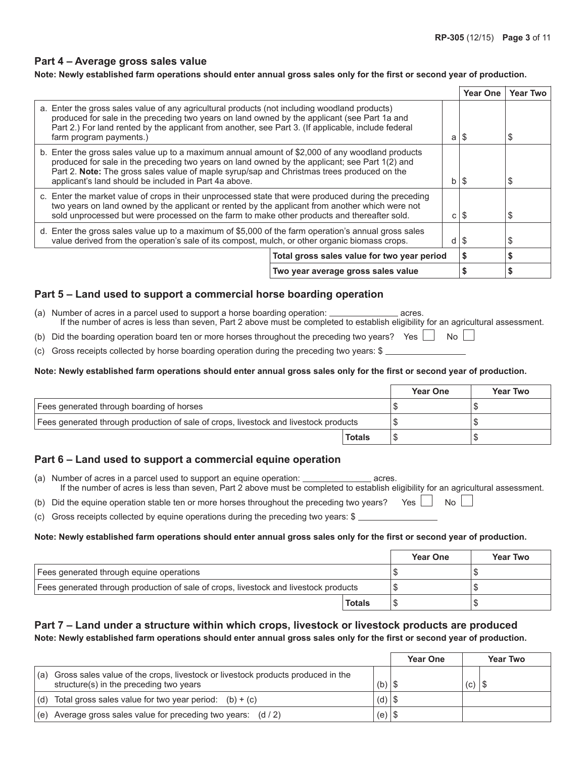## Part 4 – Average gross sales value

**Note: Newly established farm operations should enter annual gross sales only for the first or second year of production.**

| | | Year One | Year Two |
|---|---|---|---|
| a. Enter the gross sales value of any agricultural products (not including woodland products) produced for sale in the preceding two years on land owned by the applicant (see Part 1a and Part 2.) For land rented by the applicant from another, see Part 3. (If applicable, include federal farm program payments.) | a | $ | $ |
| b. Enter the gross sales value up to a maximum annual amount of $2,000 of any woodland products produced for sale in the preceding two years on land owned by the applicant; see Part 1(2) and Part 2. **Note:** The gross sales value of maple syrup/sap and Christmas trees produced on the applicant's land should be included in Part 4a above. | b | $ | $ |
| c. Enter the market value of crops in their unprocessed state that were produced during the preceding two years on land owned by the applicant or rented by the applicant from another which were not sold unprocessed but were processed on the farm to make other products and thereafter sold. | c | $ | $ |
| d. Enter the gross sales value up to a maximum of $5,000 of the farm operation's annual gross sales value derived from the operation's sale of its compost, mulch, or other organic biomass crops. | d | $ | $ |
| **Total gross sales value for two year period** | | **$** | **$** |
| **Two year average gross sales value** | | **$** | **$** |

## Part 5 – Land used to support a commercial horse boarding operation

(a) Number of acres in a parcel used to support a horse boarding operation: _______________ acres.
If the number of acres is less than seven, Part 2 above must be completed to establish eligibility for an agricultural assessment.

(b) Did the boarding operation board ten or more horses throughout the preceding two years? Yes ☐ No ☐

(c) Gross receipts collected by horse boarding operation during the preceding two years: $ __________________

**Note: Newly established farm operations should enter annual gross sales only for the first or second year of production.**

| | Year One | Year Two |
|---|---|---|
| Fees generated through boarding of horses | $ | $ |
| Fees generated through production of sale of crops, livestock and livestock products | $ | $ |
| **Totals** | $ | $ |

## Part 6 – Land used to support a commercial equine operation

(a) Number of acres in a parcel used to support an equine operation: _______________ acres.
If the number of acres is less than seven, Part 2 above must be completed to establish eligibility for an agricultural assessment.

(b) Did the equine operation stable ten or more horses throughout the preceding two years? Yes ☐ No ☐

(c) Gross receipts collected by equine operations during the preceding two years: $ __________________

**Note: Newly established farm operations should enter annual gross sales only for the first or second year of production.**

| | Year One | Year Two |
|---|---|---|
| Fees generated through equine operations | $ | $ |
| Fees generated through production of sale of crops, livestock and livestock products | $ | $ |
| **Totals** | $ | $ |

## Part 7 – Land under a structure within which crops, livestock or livestock products are produced

**Note: Newly established farm operations should enter annual gross sales only for the first or second year of production.**

| | | Year One | | Year Two |
|---|---|---|---|---|
| (a) Gross sales value of the crops, livestock or livestock products produced in the structure(s) in the preceding two years | (b) | $ | (c) | $ |
| (d) Total gross sales value for two year period: (b) + (c) | (d) | $ | | |
| (e) Average gross sales value for preceding two years: (d / 2) | (e) | $ | | |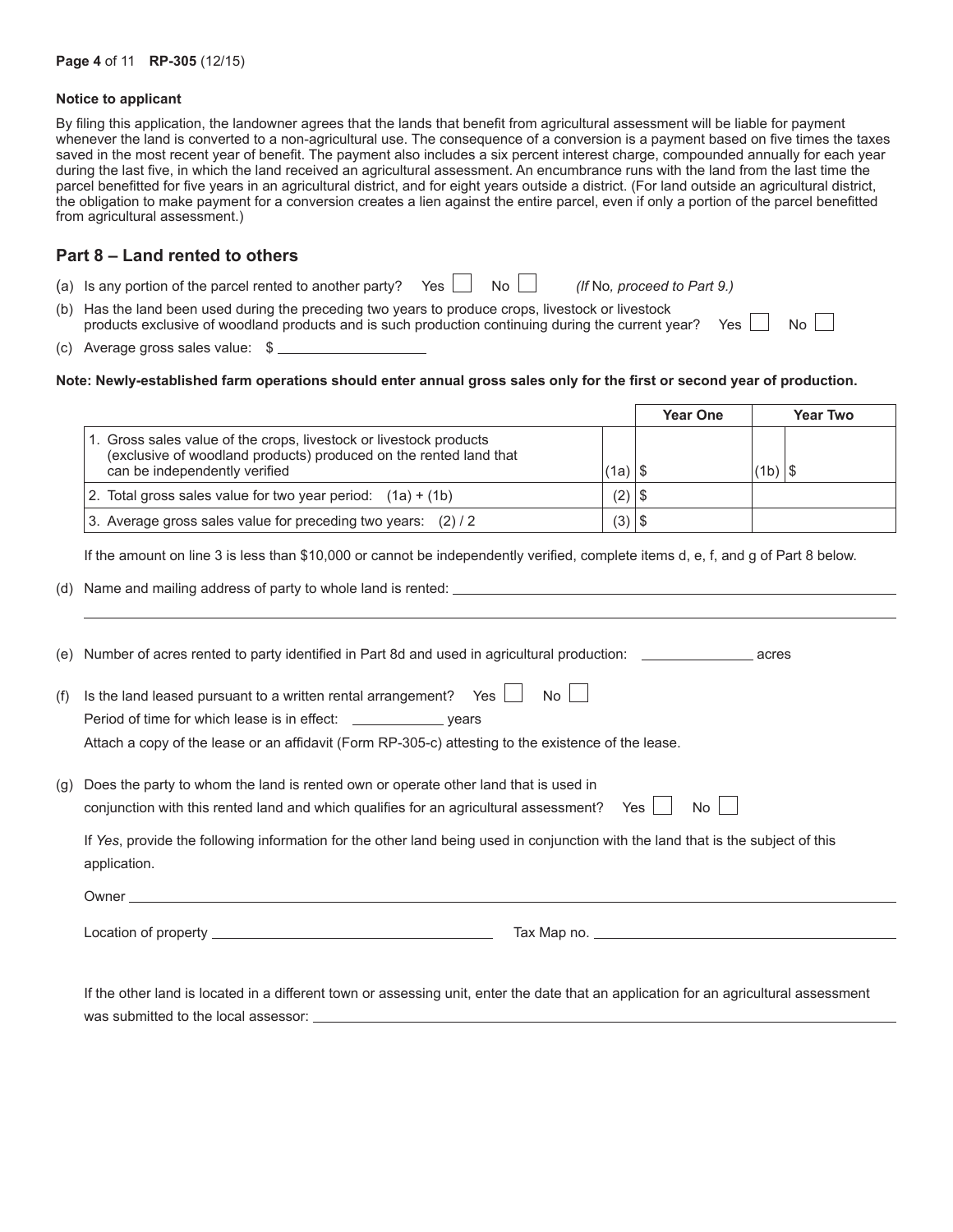**Notice to applicant**

By filing this application, the landowner agrees that the lands that benefit from agricultural assessment will be liable for payment whenever the land is converted to a non-agricultural use. The consequence of a conversion is a payment based on five times the taxes saved in the most recent year of benefit. The payment also includes a six percent interest charge, compounded annually for each year during the last five, in which the land received an agricultural assessment. An encumbrance runs with the land from the last time the parcel benefitted for five years in an agricultural district, and for eight years outside a district. (For land outside an agricultural district, the obligation to make payment for a conversion creates a lien against the entire parcel, even if only a portion of the parcel benefitted from agricultural assessment.)

## Part 8 – Land rented to others

(a) Is any portion of the parcel rented to another party? Yes ☐ No ☐ *(If No, proceed to Part 9.)*

(b) Has the land been used during the preceding two years to produce crops, livestock or livestock products exclusive of woodland products and is such production continuing during the current year? Yes ☐ No ☐

(c) Average gross sales value: $ ____________

**Note: Newly-established farm operations should enter annual gross sales only for the first or second year of production.**

| | | Year One | | Year Two |
|---|---|---|---|---|
| 1. Gross sales value of the crops, livestock or livestock products (exclusive of woodland products) produced on the rented land that can be independently verified | (1a) | $ | (1b) | $ |
| 2. Total gross sales value for two year period: (1a) + (1b) | (2) | $ | | |
| 3. Average gross sales value for preceding two years: (2) / 2 | (3) | $ | | |

If the amount on line 3 is less than $10,000 or cannot be independently verified, complete items d, e, f, and g of Part 8 below.

(d) Name and mailing address of party to whole land is rented: ____________

(e) Number of acres rented to party identified in Part 8d and used in agricultural production: ____________ acres

(f) Is the land leased pursuant to a written rental arrangement? Yes ☐ No ☐

Period of time for which lease is in effect: ____________ years

Attach a copy of the lease or an affidavit (Form RP-305-c) attesting to the existence of the lease.

(g) Does the party to whom the land is rented own or operate other land that is used in conjunction with this rented land and which qualifies for an agricultural assessment? Yes ☐ No ☐

If *Yes*, provide the following information for the other land being used in conjunction with the land that is the subject of this application.

Owner ____________

Location of property ____________ Tax Map no. ____________

If the other land is located in a different town or assessing unit, enter the date that an application for an agricultural assessment was submitted to the local assessor: ____________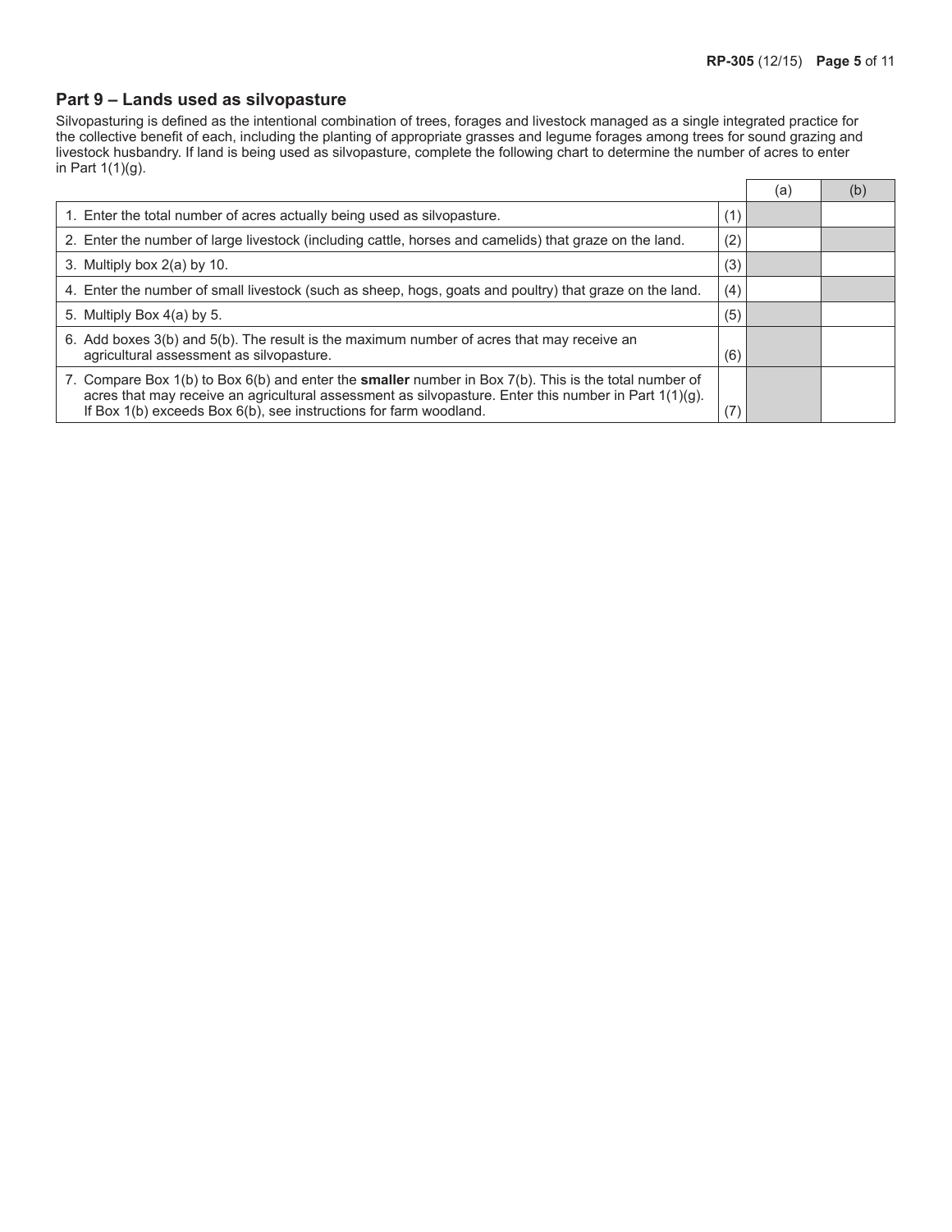## Part 9 – Lands used as silvopasture

Silvopasturing is defined as the intentional combination of trees, forages and livestock managed as a single integrated practice for the collective benefit of each, including the planting of appropriate grasses and legume forages among trees for sound grazing and livestock husbandry. If land is being used as silvopasture, complete the following chart to determine the number of acres to enter in Part 1(1)(g).

| | | (a) | (b) |
|---|---|---|---|
| 1. Enter the total number of acres actually being used as silvopasture. | (1) | | |
| 2. Enter the number of large livestock (including cattle, horses and camelids) that graze on the land. | (2) | | |
| 3. Multiply box 2(a) by 10. | (3) | | |
| 4. Enter the number of small livestock (such as sheep, hogs, goats and poultry) that graze on the land. | (4) | | |
| 5. Multiply Box 4(a) by 5. | (5) | | |
| 6. Add boxes 3(b) and 5(b). The result is the maximum number of acres that may receive an agricultural assessment as silvopasture. | (6) | | |
| 7. Compare Box 1(b) to Box 6(b) and enter the **smaller** number in Box 7(b). This is the total number of acres that may receive an agricultural assessment as silvopasture. Enter this number in Part 1(1)(g). If Box 1(b) exceeds Box 6(b), see instructions for farm woodland. | (7) | | |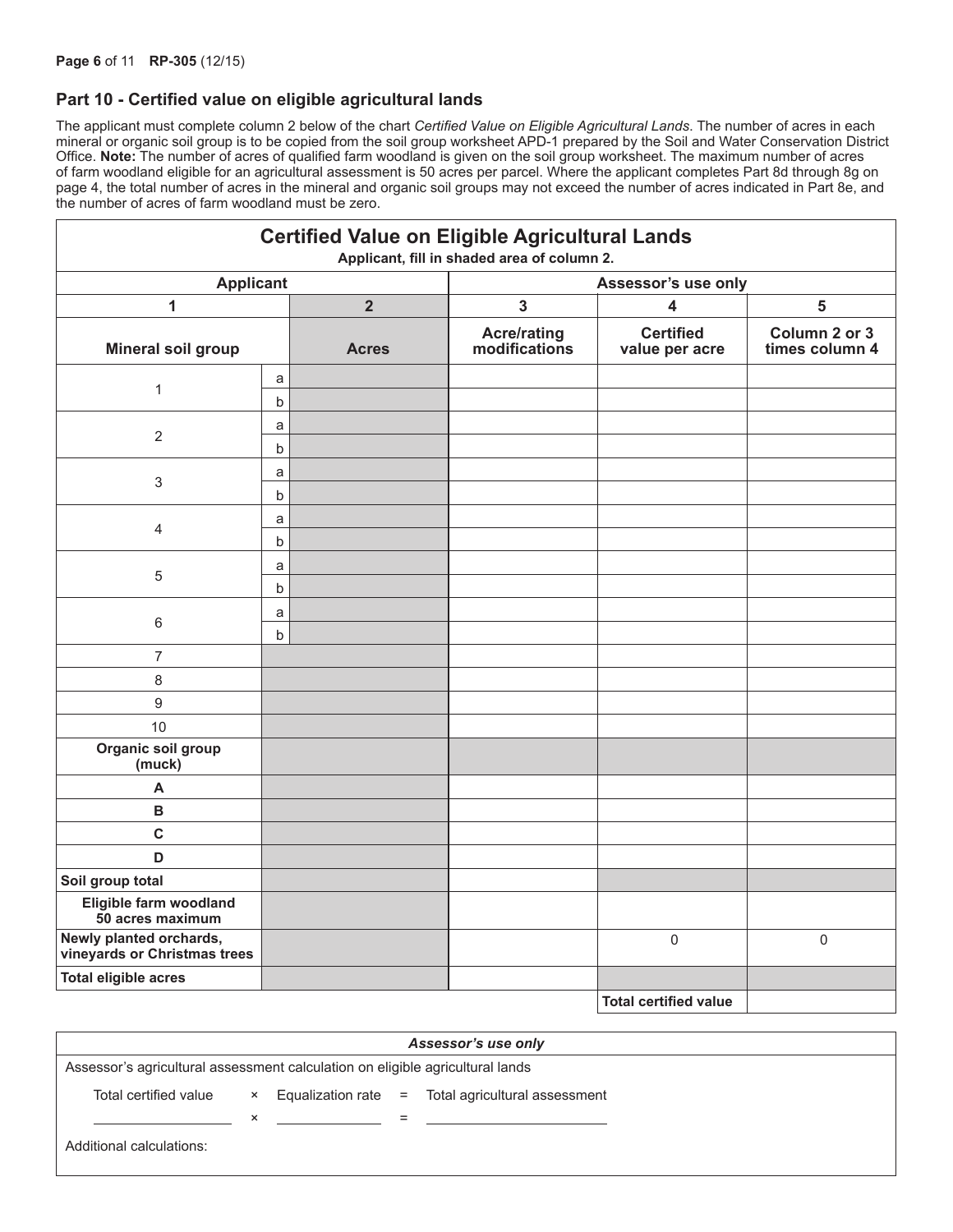## Part 10 - Certified value on eligible agricultural lands

The applicant must complete column 2 below of the chart *Certified Value on Eligible Agricultural Lands*. The number of acres in each mineral or organic soil group is to be copied from the soil group worksheet APD-1 prepared by the Soil and Water Conservation District Office. **Note:** The number of acres of qualified farm woodland is given on the soil group worksheet. The maximum number of acres of farm woodland eligible for an agricultural assessment is 50 acres per parcel. Where the applicant completes Part 8d through 8g on page 4, the total number of acres in the mineral and organic soil groups may not exceed the number of acres indicated in Part 8e, and the number of acres of farm woodland must be zero.

**Certified Value on Eligible Agricultural Lands**

**Applicant, fill in shaded area of column 2.**

| Applicant | | | Assessor's use only | | |
|---|---|---|---|---|---|
| 1 | | 2 | 3 | 4 | 5 |
| **Mineral soil group** | | **Acres** | **Acre/rating modifications** | **Certified value per acre** | **Column 2 or 3 times column 4** |
| 1 | a | | | | |
| | b | | | | |
| 2 | a | | | | |
| | b | | | | |
| 3 | a | | | | |
| | b | | | | |
| 4 | a | | | | |
| | b | | | | |
| 5 | a | | | | |
| | b | | | | |
| 6 | a | | | | |
| | b | | | | |
| 7 | | | | | |
| 8 | | | | | |
| 9 | | | | | |
| 10 | | | | | |
| **Organic soil group (muck)** | | | | | |
| **A** | | | | | |
| **B** | | | | | |
| **C** | | | | | |
| **D** | | | | | |
| **Soil group total** | | | | | |
| **Eligible farm woodland 50 acres maximum** | | | | | |
| **Newly planted orchards, vineyards or Christmas trees** | | | | 0 | 0 |
| **Total eligible acres** | | | | | |
| | | | | **Total certified value** | |

| *Assessor's use only* |
|---|
| Assessor's agricultural assessment calculation on eligible agricultural lands |
| Total certified value × Equalization rate = Total agricultural assessment |
| ______________ × ______________ = ______________ |
| Additional calculations: |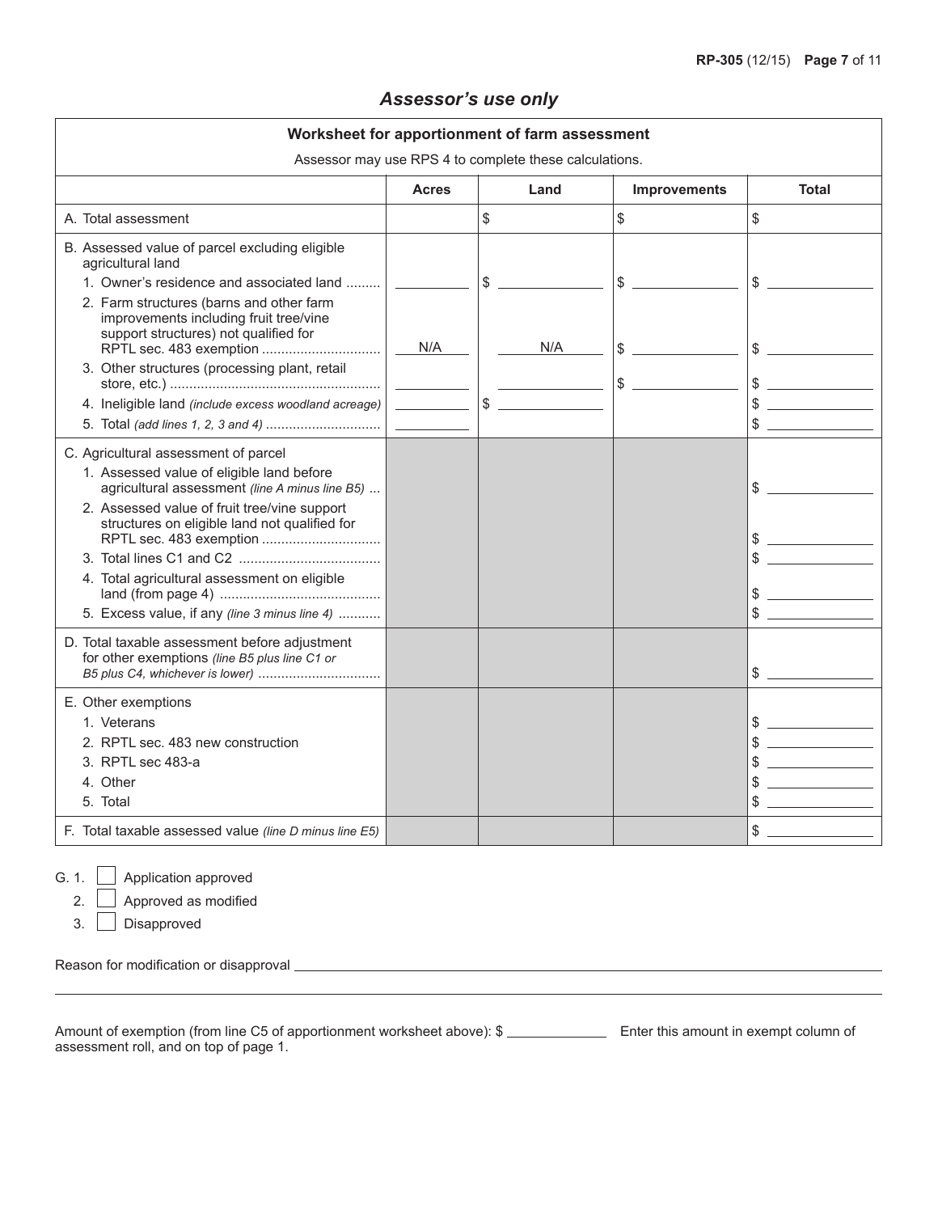## *Assessor's use only*

| Worksheet for apportionment of farm assessment<br>Assessor may use RPS 4 to complete these calculations. | | | | |
|---|---|---|---|---|
| | **Acres** | **Land** | **Improvements** | **Total** |
| A. Total assessment | | $ | $ | $ |
| B. Assessed value of parcel excluding eligible agricultural land | | | | |
| 1. Owner's residence and associated land ......... | | $ | $ | $ |
| 2. Farm structures (barns and other farm improvements including fruit tree/vine support structures) not qualified for RPTL sec. 483 exemption .............................. | N/A | N/A | $ | $ |
| 3. Other structures (processing plant, retail store, etc.) ...................................... | | | $ | $ |
| 4. Ineligible land *(include excess woodland acreage)* | | $ | | $ |
| 5. Total *(add lines 1, 2, 3 and 4)* ............................. | | | | $ |
| C. Agricultural assessment of parcel | | | | |
| 1. Assessed value of eligible land before agricultural assessment *(line A minus line B5)* ... | | | | $ |
| 2. Assessed value of fruit tree/vine support structures on eligible land not qualified for RPTL sec. 483 exemption .............................. | | | | $ |
| 3. Total lines C1 and C2 .................................... | | | | $ |
| 4. Total agricultural assessment on eligible land (from page 4) .......................................... | | | | $ |
| 5. Excess value, if any *(line 3 minus line 4)* ........... | | | | $ |
| D. Total taxable assessment before adjustment for other exemptions *(line B5 plus line C1 or B5 plus C4, whichever is lower)* ................................ | | | | $ |
| E. Other exemptions | | | | |
| 1. Veterans | | | | $ |
| 2. RPTL sec. 483 new construction | | | | $ |
| 3. RPTL sec 483-a | | | | $ |
| 4. Other | | | | $ |
| 5. Total | | | | $ |
| F. Total taxable assessed value *(line D minus line E5)* | | | | $ |

G. 1. ☐ Application approved

2. ☐ Approved as modified

3. ☐ Disapproved

Reason for modification or disapproval ______________________________________________

_____________________________________________________________________________

Amount of exemption (from line C5 of apportionment worksheet above): $ _____________ Enter this amount in exempt column of assessment roll, and on top of page 1.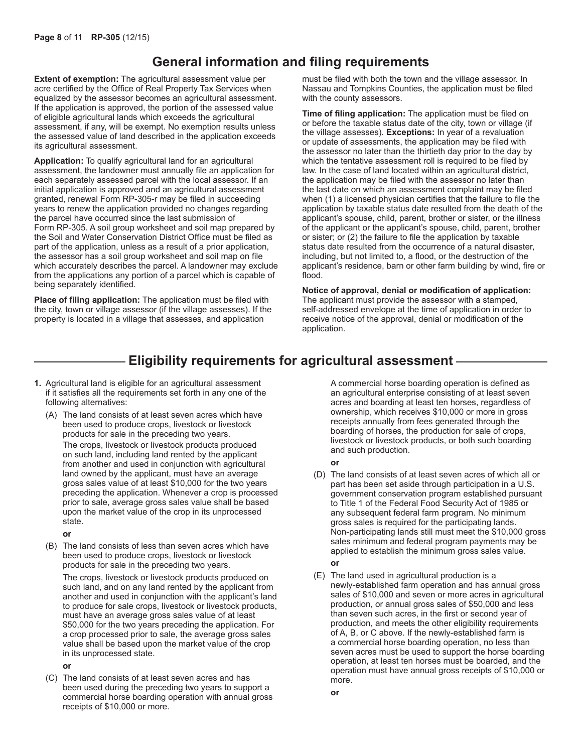# General information and filing requirements

**Extent of exemption:** The agricultural assessment value per acre certified by the Office of Real Property Tax Services when equalized by the assessor becomes an agricultural assessment. If the application is approved, the portion of the assessed value of eligible agricultural lands which exceeds the agricultural assessment, if any, will be exempt. No exemption results unless the assessed value of land described in the application exceeds its agricultural assessment.

**Application:** To qualify agricultural land for an agricultural assessment, the landowner must annually file an application for each separately assessed parcel with the local assessor. If an initial application is approved and an agricultural assessment granted, renewal Form RP-305-r may be filed in succeeding years to renew the application provided no changes regarding the parcel have occurred since the last submission of Form RP-305. A soil group worksheet and soil map prepared by the Soil and Water Conservation District Office must be filed as part of the application, unless as a result of a prior application, the assessor has a soil group worksheet and soil map on file which accurately describes the parcel. A landowner may exclude from the applications any portion of a parcel which is capable of being separately identified.

**Place of filing application:** The application must be filed with the city, town or village assessor (if the village assesses). If the property is located in a village that assesses, and application must be filed with both the town and the village assessor. In Nassau and Tompkins Counties, the application must be filed with the county assessors.

**Time of filing application:** The application must be filed on or before the taxable status date of the city, town or village (if the village assesses). **Exceptions:** In year of a revaluation or update of assessments, the application may be filed with the assessor no later than the thirtieth day prior to the day by which the tentative assessment roll is required to be filed by law. In the case of land located within an agricultural district, the application may be filed with the assessor no later than the last date on which an assessment complaint may be filed when (1) a licensed physician certifies that the failure to file the application by taxable status date resulted from the death of the applicant's spouse, child, parent, brother or sister, or the illness of the applicant or the applicant's spouse, child, parent, brother or sister; or (2) the failure to file the application by taxable status date resulted from the occurrence of a natural disaster, including, but not limited to, a flood, or the destruction of the applicant's residence, barn or other farm building by wind, fire or flood.

**Notice of approval, denial or modification of application:** The applicant must provide the assessor with a stamped, self-addressed envelope at the time of application in order to receive notice of the approval, denial or modification of the application.

# Eligibility requirements for agricultural assessment

**1.** Agricultural land is eligible for an agricultural assessment if it satisfies all the requirements set forth in any one of the following alternatives:

(A) The land consists of at least seven acres which have been used to produce crops, livestock or livestock products for sale in the preceding two years.

The crops, livestock or livestock products produced on such land, including land rented by the applicant from another and used in conjunction with agricultural land owned by the applicant, must have an average gross sales value of at least $10,000 for the two years preceding the application. Whenever a crop is processed prior to sale, average gross sales value shall be based upon the market value of the crop in its unprocessed state.

**or**

(B) The land consists of less than seven acres which have been used to produce crops, livestock or livestock products for sale in the preceding two years.

The crops, livestock or livestock products produced on such land, and on any land rented by the applicant from another and used in conjunction with the applicant's land to produce for sale crops, livestock or livestock products, must have an average gross sales value of at least $50,000 for the two years preceding the application. For a crop processed prior to sale, the average gross sales value shall be based upon the market value of the crop in its unprocessed state.

**or**

(C) The land consists of at least seven acres and has been used during the preceding two years to support a commercial horse boarding operation with annual gross receipts of $10,000 or more.

A commercial horse boarding operation is defined as an agricultural enterprise consisting of at least seven acres and boarding at least ten horses, regardless of ownership, which receives $10,000 or more in gross receipts annually from fees generated through the boarding of horses, the production for sale of crops, livestock or livestock products, or both such boarding and such production.

**or**

(D) The land consists of at least seven acres of which all or part has been set aside through participation in a U.S. government conservation program established pursuant to Title 1 of the Federal Food Security Act of 1985 or any subsequent federal farm program. No minimum gross sales is required for the participating lands. Non-participating lands still must meet the $10,000 gross sales minimum and federal program payments may be applied to establish the minimum gross sales value.

**or**

(E) The land used in agricultural production is a newly-established farm operation and has annual gross sales of $10,000 and seven or more acres in agricultural production, or annual gross sales of $50,000 and less than seven such acres, in the first or second year of production, and meets the other eligibility requirements of A, B, or C above. If the newly-established farm is a commercial horse boarding operation, no less than seven acres must be used to support the horse boarding operation, at least ten horses must be boarded, and the operation must have annual gross receipts of $10,000 or more.

**or**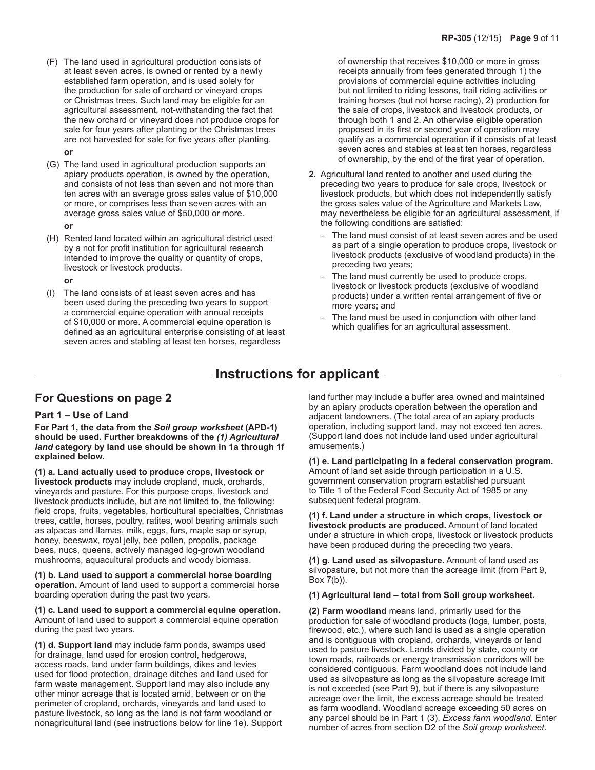(F) The land used in agricultural production consists of at least seven acres, is owned or rented by a newly established farm operation, and is used solely for the production for sale of orchard or vineyard crops or Christmas trees. Such land may be eligible for an agricultural assessment, not-withstanding the fact that the new orchard or vineyard does not produce crops for sale for four years after planting or the Christmas trees are not harvested for sale for five years after planting.

**or**

(G) The land used in agricultural production supports an apiary products operation, is owned by the operation, and consists of not less than seven and not more than ten acres with an average gross sales value of $10,000 or more, or comprises less than seven acres with an average gross sales value of $50,000 or more.

**or**

(H) Rented land located within an agricultural district used by a not for profit institution for agricultural research intended to improve the quality or quantity of crops, livestock or livestock products.

**or**

(I) The land consists of at least seven acres and has been used during the preceding two years to support a commercial equine operation with annual receipts of $10,000 or more. A commercial equine operation is defined as an agricultural enterprise consisting of at least seven acres and stabling at least ten horses, regardless of ownership that receives $10,000 or more in gross receipts annually from fees generated through 1) the provisions of commercial equine activities including but not limited to riding lessons, trail riding activities or training horses (but not horse racing), 2) production for the sale of crops, livestock and livestock products, or through both 1 and 2. An otherwise eligible operation proposed in its first or second year of operation may qualify as a commercial operation if it consists of at least seven acres and stables at least ten horses, regardless of ownership, by the end of the first year of operation.

**2.** Agricultural land rented to another and used during the preceding two years to produce for sale crops, livestock or livestock products, but which does not independently satisfy the gross sales value of the Agriculture and Markets Law, may nevertheless be eligible for an agricultural assessment, if the following conditions are satisfied:

- The land must consist of at least seven acres and be used as part of a single operation to produce crops, livestock or livestock products (exclusive of woodland products) in the preceding two years;
- The land must currently be used to produce crops, livestock or livestock products (exclusive of woodland products) under a written rental arrangement of five or more years; and
- The land must be used in conjunction with other land which qualifies for an agricultural assessment.

## Instructions for applicant

### For Questions on page 2

#### Part 1 – Use of Land

**For Part 1, the data from the *Soil group worksheet* (APD-1) should be used. Further breakdowns of the *(1) Agricultural land* category by land use should be shown in 1a through 1f explained below.**

**(1) a. Land actually used to produce crops, livestock or livestock products** may include cropland, muck, orchards, vineyards and pasture. For this purpose crops, livestock and livestock products include, but are not limited to, the following: field crops, fruits, vegetables, horticultural specialties, Christmas trees, cattle, horses, poultry, ratites, wool bearing animals such as alpacas and llamas, milk, eggs, furs, maple sap or syrup, honey, beeswax, royal jelly, bee pollen, propolis, package bees, nucs, queens, actively managed log-grown woodland mushrooms, aquacultural products and woody biomass.

**(1) b. Land used to support a commercial horse boarding operation.** Amount of land used to support a commercial horse boarding operation during the past two years.

**(1) c. Land used to support a commercial equine operation.** Amount of land used to support a commercial equine operation during the past two years.

**(1) d. Support land** may include farm ponds, swamps used for drainage, land used for erosion control, hedgerows, access roads, land under farm buildings, dikes and levies used for flood protection, drainage ditches and land used for farm waste management. Support land may also include any other minor acreage that is located amid, between or on the perimeter of cropland, orchards, vineyards and land used to pasture livestock, so long as the land is not farm woodland or nonagricultural land (see instructions below for line 1e). Support land further may include a buffer area owned and maintained by an apiary products operation between the operation and adjacent landowners. (The total area of an apiary products operation, including support land, may not exceed ten acres. (Support land does not include land used under agricultural amusements.)

**(1) e. Land participating in a federal conservation program.** Amount of land set aside through participation in a U.S. government conservation program established pursuant to Title 1 of the Federal Food Security Act of 1985 or any subsequent federal program.

**(1) f. Land under a structure in which crops, livestock or livestock products are produced.** Amount of land located under a structure in which crops, livestock or livestock products have been produced during the preceding two years.

**(1) g. Land used as silvopasture.** Amount of land used as silvopasture, but not more than the acreage limit (from Part 9, Box 7(b)).

**(1) Agricultural land – total from Soil group worksheet.**

**(2) Farm woodland** means land, primarily used for the production for sale of woodland products (logs, lumber, posts, firewood, etc.), where such land is used as a single operation and is contiguous with cropland, orchards, vineyards or land used to pasture livestock. Lands divided by state, county or town roads, railroads or energy transmission corridors will be considered contiguous. Farm woodland does not include land used as silvopasture as long as the silvopasture acreage lmit is not exceeded (see Part 9), but if there is any silvopasture acreage over the limit, the excess acreage should be treated as farm woodland. Woodland acreage exceeding 50 acres on any parcel should be in Part 1 (3), *Excess farm woodland*. Enter number of acres from section D2 of the *Soil group worksheet*.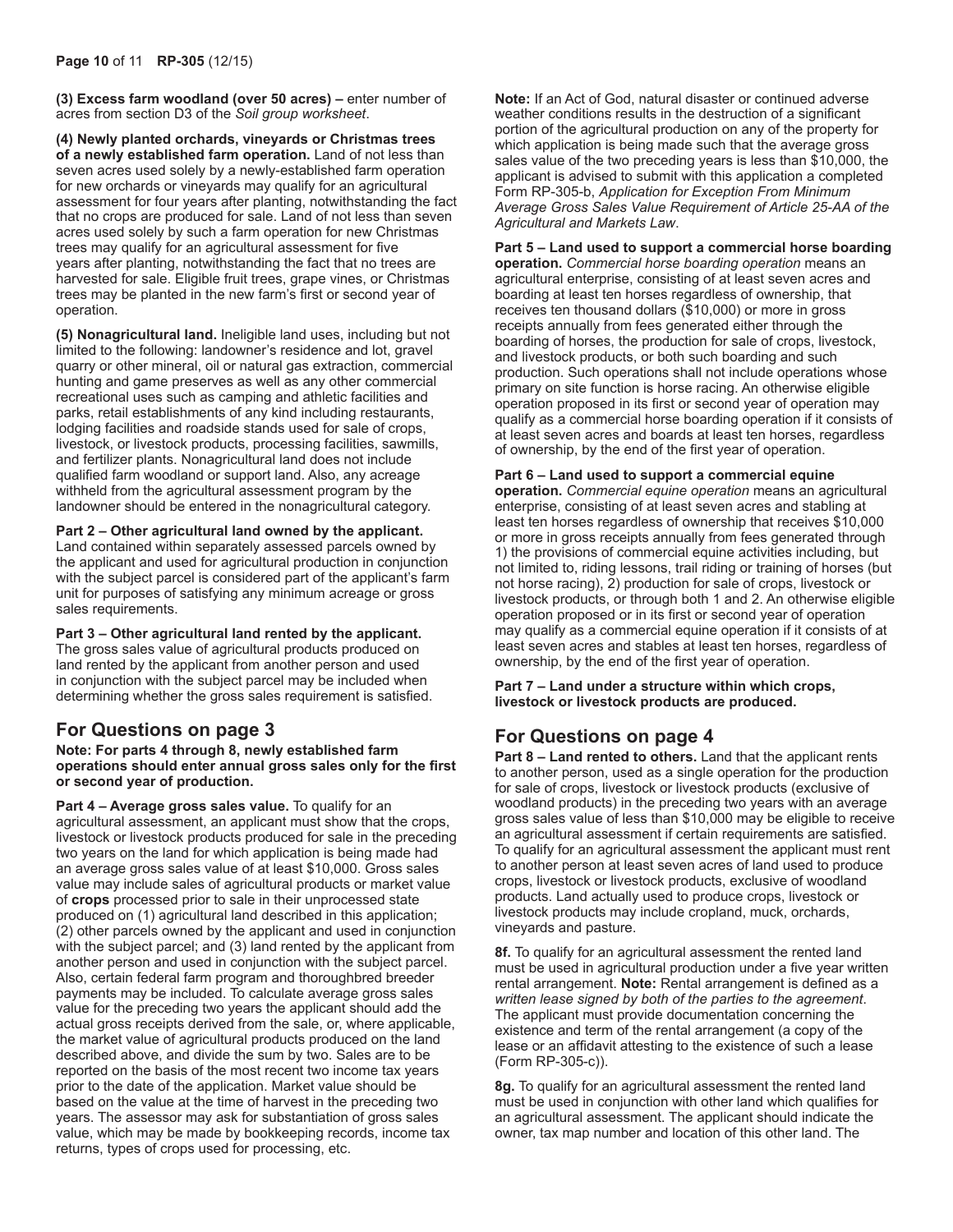**(3) Excess farm woodland (over 50 acres) –** enter number of acres from section D3 of the *Soil group worksheet*.

**(4) Newly planted orchards, vineyards or Christmas trees of a newly established farm operation.** Land of not less than seven acres used solely by a newly-established farm operation for new orchards or vineyards may qualify for an agricultural assessment for four years after planting, notwithstanding the fact that no crops are produced for sale. Land of not less than seven acres used solely by such a farm operation for new Christmas trees may qualify for an agricultural assessment for five years after planting, notwithstanding the fact that no trees are harvested for sale. Eligible fruit trees, grape vines, or Christmas trees may be planted in the new farm's first or second year of operation.

**(5) Nonagricultural land.** Ineligible land uses, including but not limited to the following: landowner's residence and lot, gravel quarry or other mineral, oil or natural gas extraction, commercial hunting and game preserves as well as any other commercial recreational uses such as camping and athletic facilities and parks, retail establishments of any kind including restaurants, lodging facilities and roadside stands used for sale of crops, livestock, or livestock products, processing facilities, sawmills, and fertilizer plants. Nonagricultural land does not include qualified farm woodland or support land. Also, any acreage withheld from the agricultural assessment program by the landowner should be entered in the nonagricultural category.

**Part 2 – Other agricultural land owned by the applicant.** Land contained within separately assessed parcels owned by the applicant and used for agricultural production in conjunction with the subject parcel is considered part of the applicant's farm unit for purposes of satisfying any minimum acreage or gross sales requirements.

**Part 3 – Other agricultural land rented by the applicant.** The gross sales value of agricultural products produced on land rented by the applicant from another person and used in conjunction with the subject parcel may be included when determining whether the gross sales requirement is satisfied.

## For Questions on page 3

**Note: For parts 4 through 8, newly established farm operations should enter annual gross sales only for the first or second year of production.**

**Part 4 – Average gross sales value.** To qualify for an agricultural assessment, an applicant must show that the crops, livestock or livestock products produced for sale in the preceding two years on the land for which application is being made had an average gross sales value of at least $10,000. Gross sales value may include sales of agricultural products or market value of **crops** processed prior to sale in their unprocessed state produced on (1) agricultural land described in this application; (2) other parcels owned by the applicant and used in conjunction with the subject parcel; and (3) land rented by the applicant from another person and used in conjunction with the subject parcel. Also, certain federal farm program and thoroughbred breeder payments may be included. To calculate average gross sales value for the preceding two years the applicant should add the actual gross receipts derived from the sale, or, where applicable, the market value of agricultural products produced on the land described above, and divide the sum by two. Sales are to be reported on the basis of the most recent two income tax years prior to the date of the application. Market value should be based on the value at the time of harvest in the preceding two years. The assessor may ask for substantiation of gross sales value, which may be made by bookkeeping records, income tax returns, types of crops used for processing, etc.

**Note:** If an Act of God, natural disaster or continued adverse weather conditions results in the destruction of a significant portion of the agricultural production on any of the property for which application is being made such that the average gross sales value of the two preceding years is less than $10,000, the applicant is advised to submit with this application a completed Form RP-305-b, *Application for Exception From Minimum Average Gross Sales Value Requirement of Article 25-AA of the Agricultural and Markets Law*.

**Part 5 – Land used to support a commercial horse boarding operation.** *Commercial horse boarding operation* means an agricultural enterprise, consisting of at least seven acres and boarding at least ten horses regardless of ownership, that receives ten thousand dollars ($10,000) or more in gross receipts annually from fees generated either through the boarding of horses, the production for sale of crops, livestock, and livestock products, or both such boarding and such production. Such operations shall not include operations whose primary on site function is horse racing. An otherwise eligible operation proposed in its first or second year of operation may qualify as a commercial horse boarding operation if it consists of at least seven acres and boards at least ten horses, regardless of ownership, by the end of the first year of operation.

**Part 6 – Land used to support a commercial equine operation.** *Commercial equine operation* means an agricultural enterprise, consisting of at least seven acres and stabling at least ten horses regardless of ownership that receives $10,000 or more in gross receipts annually from fees generated through 1) the provisions of commercial equine activities including, but not limited to, riding lessons, trail riding or training of horses (but not horse racing), 2) production for sale of crops, livestock or livestock products, or through both 1 and 2. An otherwise eligible operation proposed or in its first or second year of operation may qualify as a commercial equine operation if it consists of at least seven acres and stables at least ten horses, regardless of ownership, by the end of the first year of operation.

**Part 7 – Land under a structure within which crops, livestock or livestock products are produced.**

## For Questions on page 4

**Part 8 – Land rented to others.** Land that the applicant rents to another person, used as a single operation for the production for sale of crops, livestock or livestock products (exclusive of woodland products) in the preceding two years with an average gross sales value of less than $10,000 may be eligible to receive an agricultural assessment if certain requirements are satisfied. To qualify for an agricultural assessment the applicant must rent to another person at least seven acres of land used to produce crops, livestock or livestock products, exclusive of woodland products. Land actually used to produce crops, livestock or livestock products may include cropland, muck, orchards, vineyards and pasture.

**8f.** To qualify for an agricultural assessment the rented land must be used in agricultural production under a five year written rental arrangement. **Note:** Rental arrangement is defined as a *written lease signed by both of the parties to the agreement*. The applicant must provide documentation concerning the existence and term of the rental arrangement (a copy of the lease or an affidavit attesting to the existence of such a lease (Form RP-305-c)).

**8g.** To qualify for an agricultural assessment the rented land must be used in conjunction with other land which qualifies for an agricultural assessment. The applicant should indicate the owner, tax map number and location of this other land. The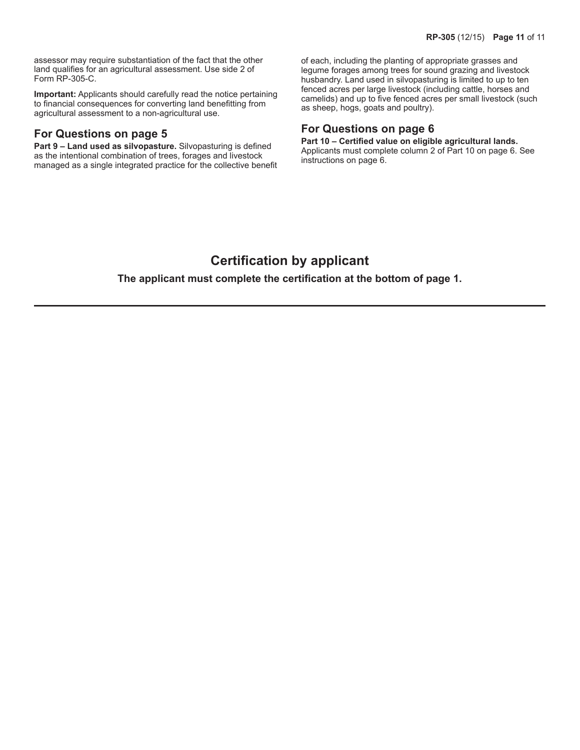assessor may require substantiation of the fact that the other land qualifies for an agricultural assessment. Use side 2 of Form RP-305-C.

**Important:** Applicants should carefully read the notice pertaining to financial consequences for converting land benefitting from agricultural assessment to a non-agricultural use.

## For Questions on page 5

**Part 9 – Land used as silvopasture.** Silvopasturing is defined as the intentional combination of trees, forages and livestock managed as a single integrated practice for the collective benefit of each, including the planting of appropriate grasses and legume forages among trees for sound grazing and livestock husbandry. Land used in silvopasturing is limited to up to ten fenced acres per large livestock (including cattle, horses and camelids) and up to five fenced acres per small livestock (such as sheep, hogs, goats and poultry).

## For Questions on page 6

**Part 10 – Certified value on eligible agricultural lands.** Applicants must complete column 2 of Part 10 on page 6. See instructions on page 6.

# Certification by applicant

**The applicant must complete the certification at the bottom of page 1.**